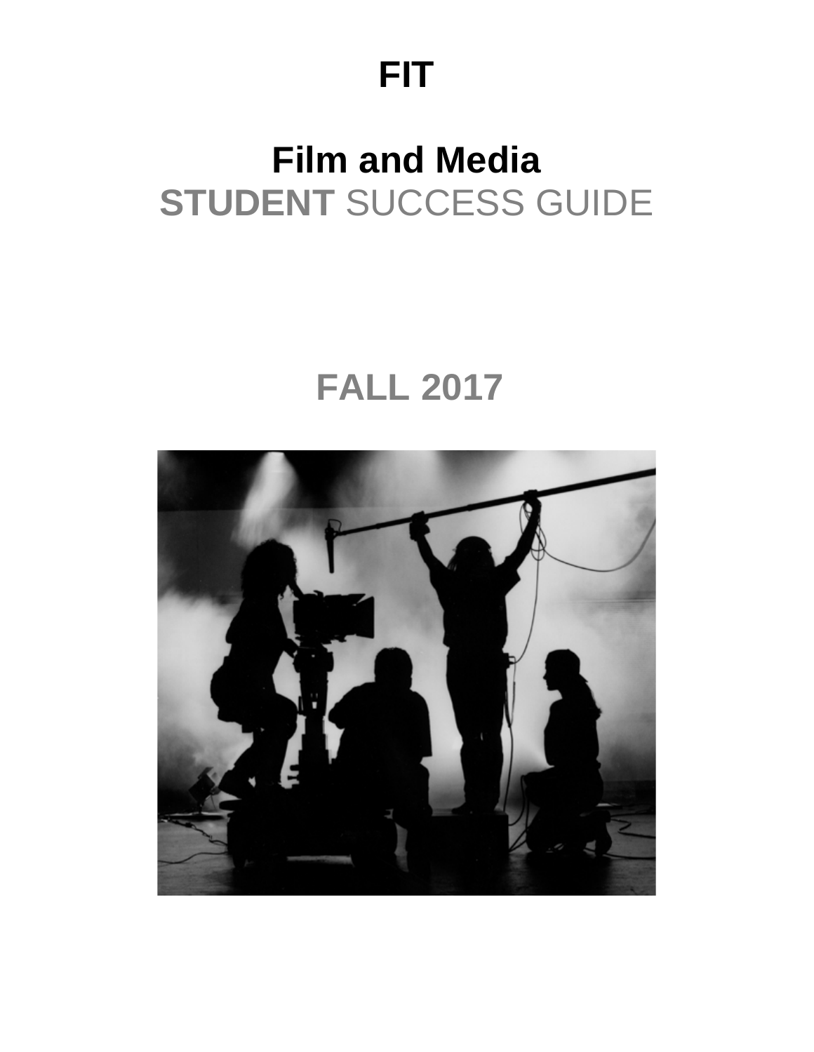# FIT

# Film and Media
## **STUDENT** SUCCESS GUIDE

## FALL 2017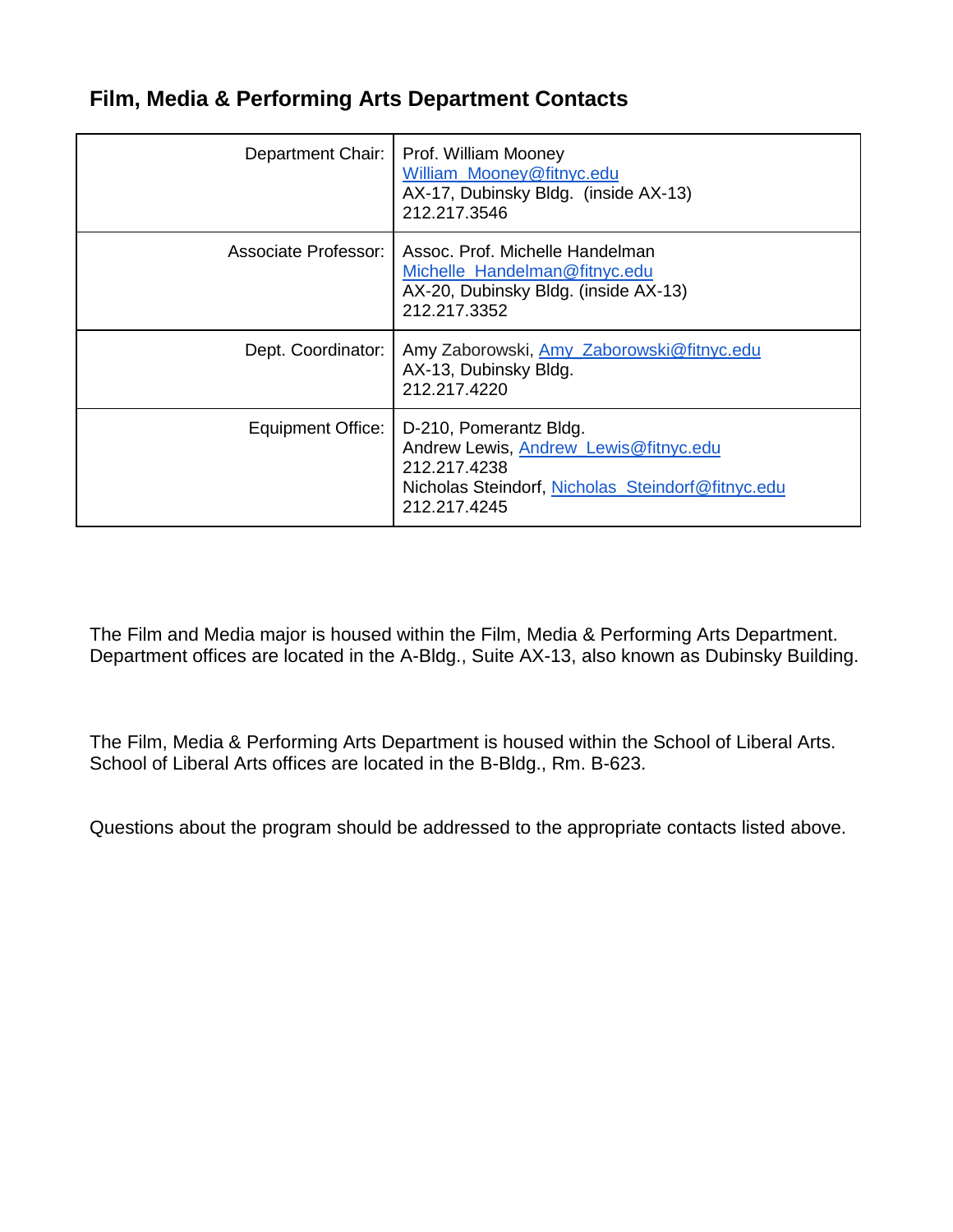## Film, Media & Performing Arts Department Contacts

| | |
|---|---|
| Department Chair: | Prof. William Mooney<br>William_Mooney@fitnyc.edu<br>AX-17, Dubinsky Bldg. (inside AX-13)<br>212.217.3546 |
| Associate Professor: | Assoc. Prof. Michelle Handelman<br>Michelle_Handelman@fitnyc.edu<br>AX-20, Dubinsky Bldg. (inside AX-13)<br>212.217.3352 |
| Dept. Coordinator: | Amy Zaborowski, Amy_Zaborowski@fitnyc.edu<br>AX-13, Dubinsky Bldg.<br>212.217.4220 |
| Equipment Office: | D-210, Pomerantz Bldg.<br>Andrew Lewis, Andrew_Lewis@fitnyc.edu<br>212.217.4238<br>Nicholas Steindorf, Nicholas_Steindorf@fitnyc.edu<br>212.217.4245 |

The Film and Media major is housed within the Film, Media & Performing Arts Department. Department offices are located in the A-Bldg., Suite AX-13, also known as Dubinsky Building.

The Film, Media & Performing Arts Department is housed within the School of Liberal Arts. School of Liberal Arts offices are located in the B-Bldg., Rm. B-623.

Questions about the program should be addressed to the appropriate contacts listed above.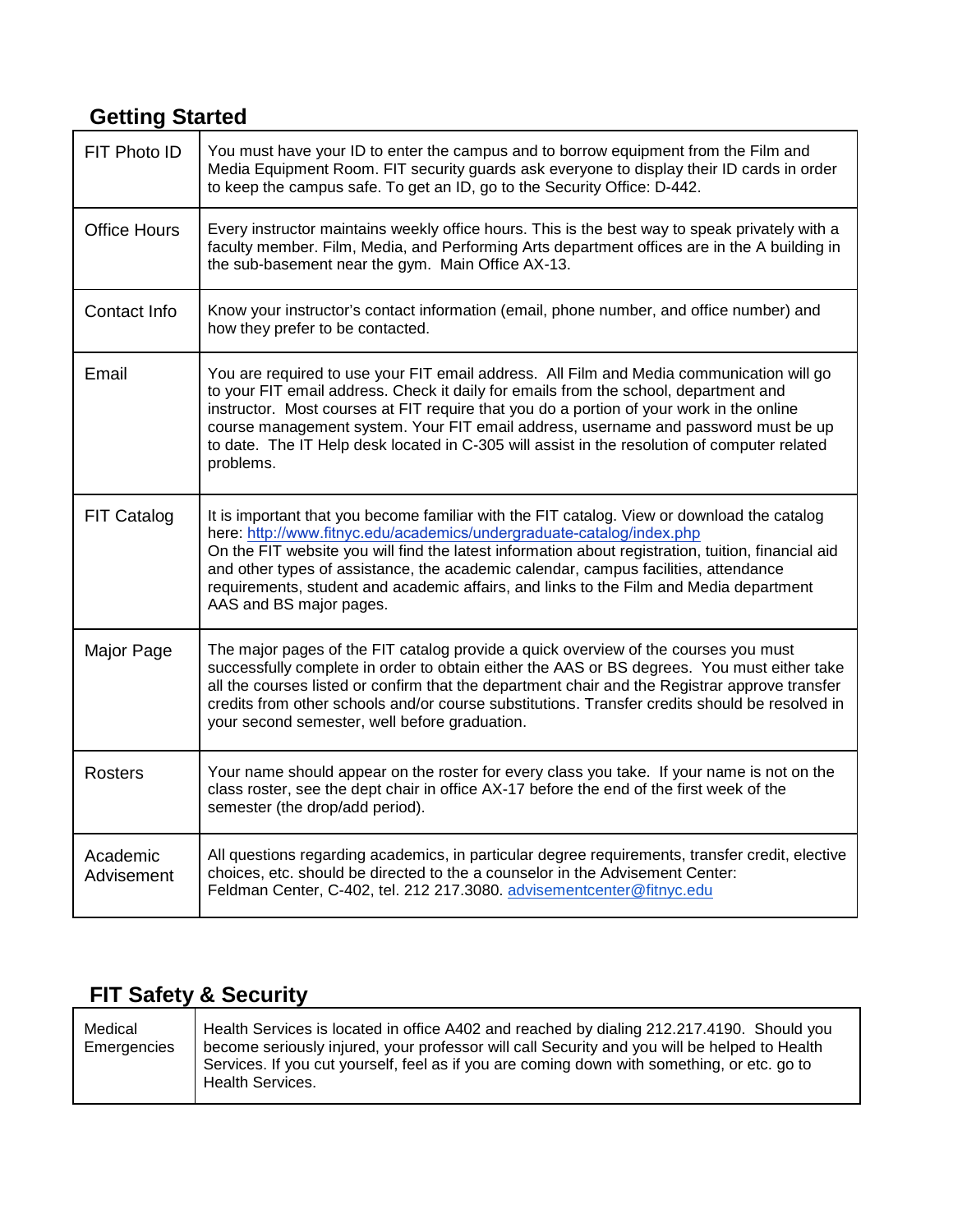## Getting Started

| | |
|---|---|
| FIT Photo ID | You must have your ID to enter the campus and to borrow equipment from the Film and Media Equipment Room. FIT security guards ask everyone to display their ID cards in order to keep the campus safe. To get an ID, go to the Security Office: D-442. |
| Office Hours | Every instructor maintains weekly office hours. This is the best way to speak privately with a faculty member. Film, Media, and Performing Arts department offices are in the A building in the sub-basement near the gym. Main Office AX-13. |
| Contact Info | Know your instructor's contact information (email, phone number, and office number) and how they prefer to be contacted. |
| Email | You are required to use your FIT email address. All Film and Media communication will go to your FIT email address. Check it daily for emails from the school, department and instructor. Most courses at FIT require that you do a portion of your work in the online course management system. Your FIT email address, username and password must be up to date. The IT Help desk located in C-305 will assist in the resolution of computer related problems. |
| FIT Catalog | It is important that you become familiar with the FIT catalog. View or download the catalog here: http://www.fitnyc.edu/academics/undergraduate-catalog/index.php On the FIT website you will find the latest information about registration, tuition, financial aid and other types of assistance, the academic calendar, campus facilities, attendance requirements, student and academic affairs, and links to the Film and Media department AAS and BS major pages. |
| Major Page | The major pages of the FIT catalog provide a quick overview of the courses you must successfully complete in order to obtain either the AAS or BS degrees. You must either take all the courses listed or confirm that the department chair and the Registrar approve transfer credits from other schools and/or course substitutions. Transfer credits should be resolved in your second semester, well before graduation. |
| Rosters | Your name should appear on the roster for every class you take. If your name is not on the class roster, see the dept chair in office AX-17 before the end of the first week of the semester (the drop/add period). |
| Academic Advisement | All questions regarding academics, in particular degree requirements, transfer credit, elective choices, etc. should be directed to the a counselor in the Advisement Center: Feldman Center, C-402, tel. 212 217.3080. advisementcenter@fitnyc.edu |

## FIT Safety & Security

| | |
|---|---|
| Medical Emergencies | Health Services is located in office A402 and reached by dialing 212.217.4190. Should you become seriously injured, your professor will call Security and you will be helped to Health Services. If you cut yourself, feel as if you are coming down with something, or etc. go to Health Services. |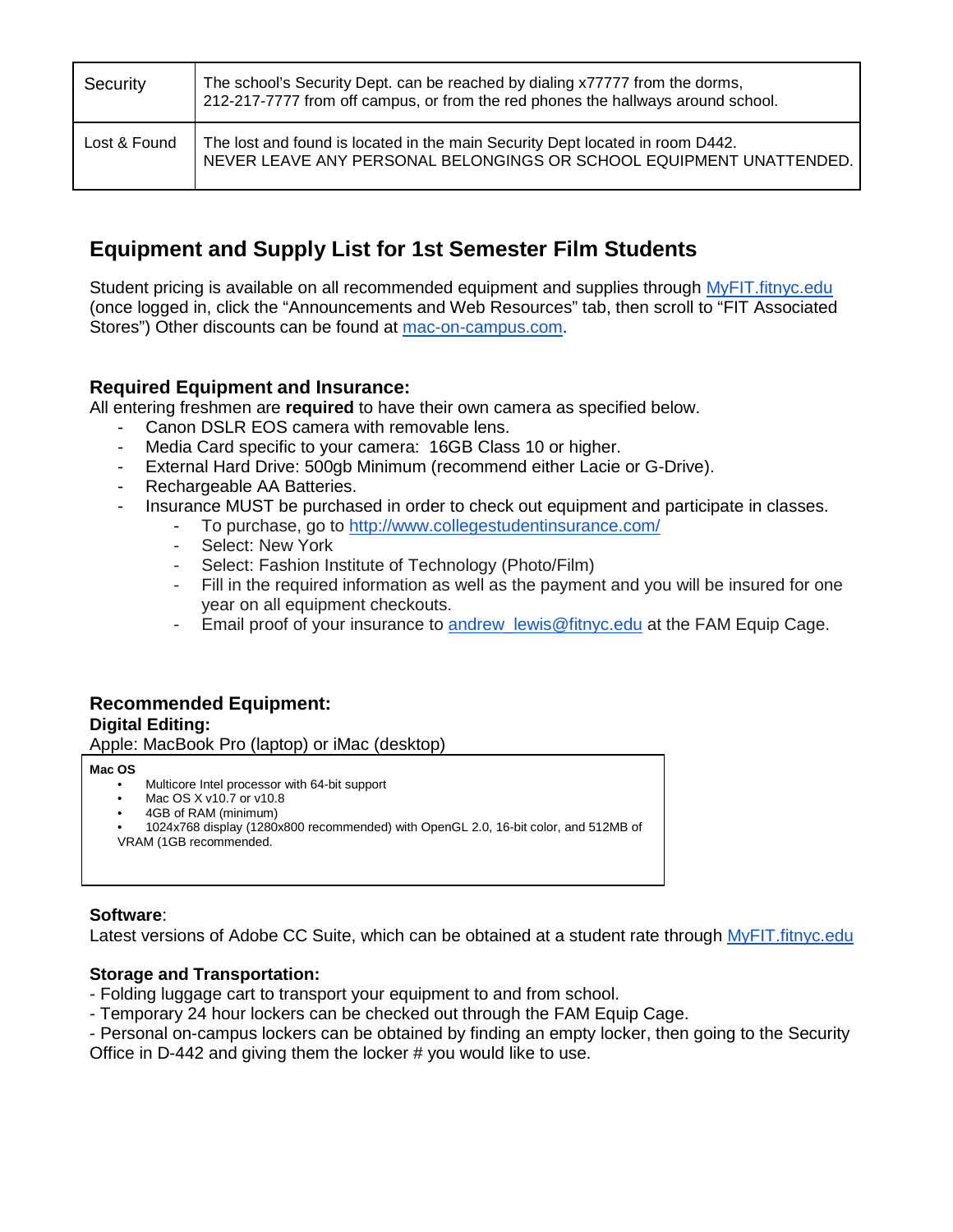| Security | The school's Security Dept. can be reached by dialing x77777 from the dorms, 212-217-7777 from off campus, or from the red phones the hallways around school. |
|---|---|
| Lost & Found | The lost and found is located in the main Security Dept located in room D442. NEVER LEAVE ANY PERSONAL BELONGINGS OR SCHOOL EQUIPMENT UNATTENDED. |

## Equipment and Supply List for 1st Semester Film Students

Student pricing is available on all recommended equipment and supplies through MyFIT.fitnyc.edu (once logged in, click the "Announcements and Web Resources" tab, then scroll to "FIT Associated Stores") Other discounts can be found at mac-on-campus.com.

### Required Equipment and Insurance:

All entering freshmen are **required** to have their own camera as specified below.

- Canon DSLR EOS camera with removable lens.
- Media Card specific to your camera:  16GB Class 10 or higher.
- External Hard Drive: 500gb Minimum (recommend either Lacie or G-Drive).
- Rechargeable AA Batteries.
- Insurance MUST be purchased in order to check out equipment and participate in classes.
    - To purchase, go to http://www.collegestudentinsurance.com/
    - Select: New York
    - Select: Fashion Institute of Technology (Photo/Film)
    - Fill in the required information as well as the payment and you will be insured for one year on all equipment checkouts.
    - Email proof of your insurance to andrew_lewis@fitnyc.edu at the FAM Equip Cage.

### Recommended Equipment:

**Digital Editing:**

Apple: MacBook Pro (laptop) or iMac (desktop)

**Mac OS**

- Multicore Intel processor with 64-bit support
- Mac OS X v10.7 or v10.8
- 4GB of RAM (minimum)
- 1024x768 display (1280x800 recommended) with OpenGL 2.0, 16-bit color, and 512MB of VRAM (1GB recommended.

**Software**:

Latest versions of Adobe CC Suite, which can be obtained at a student rate through MyFIT.fitnyc.edu

**Storage and Transportation:**

- Folding luggage cart to transport your equipment to and from school.
- Temporary 24 hour lockers can be checked out through the FAM Equip Cage.
- Personal on-campus lockers can be obtained by finding an empty locker, then going to the Security Office in D-442 and giving them the locker # you would like to use.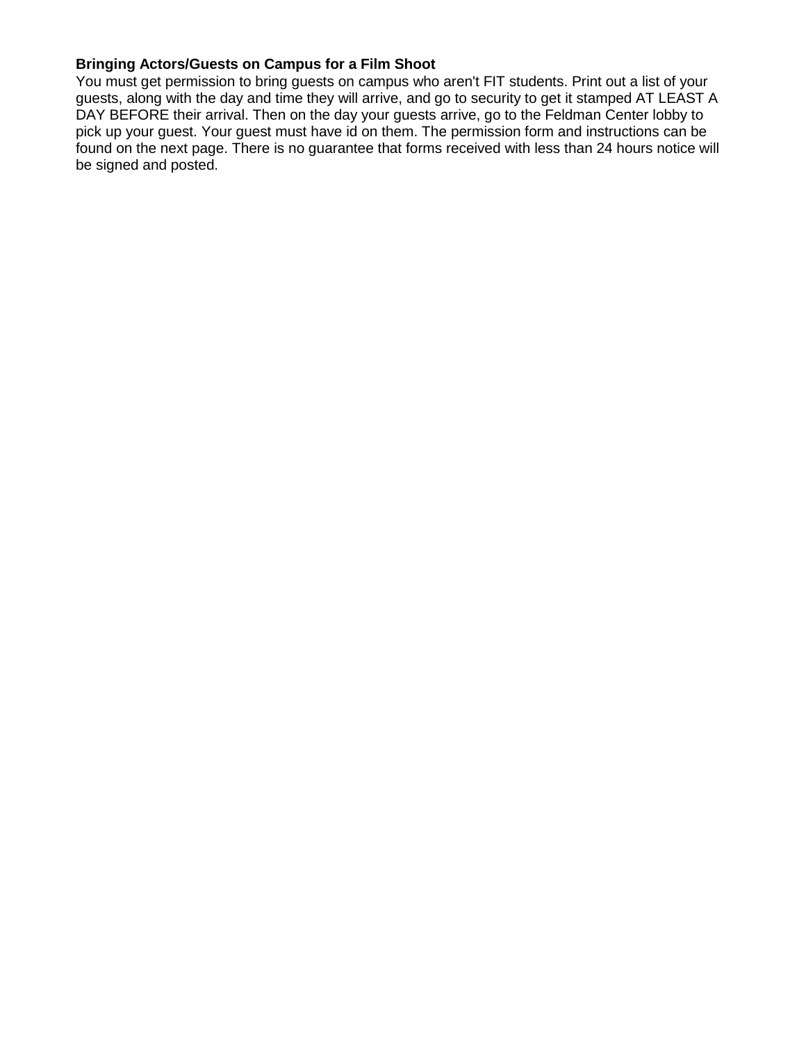**Bringing Actors/Guests on Campus for a Film Shoot**

You must get permission to bring guests on campus who aren't FIT students. Print out a list of your guests, along with the day and time they will arrive, and go to security to get it stamped AT LEAST A DAY BEFORE their arrival. Then on the day your guests arrive, go to the Feldman Center lobby to pick up your guest. Your guest must have id on them. The permission form and instructions can be found on the next page. There is no guarantee that forms received with less than 24 hours notice will be signed and posted.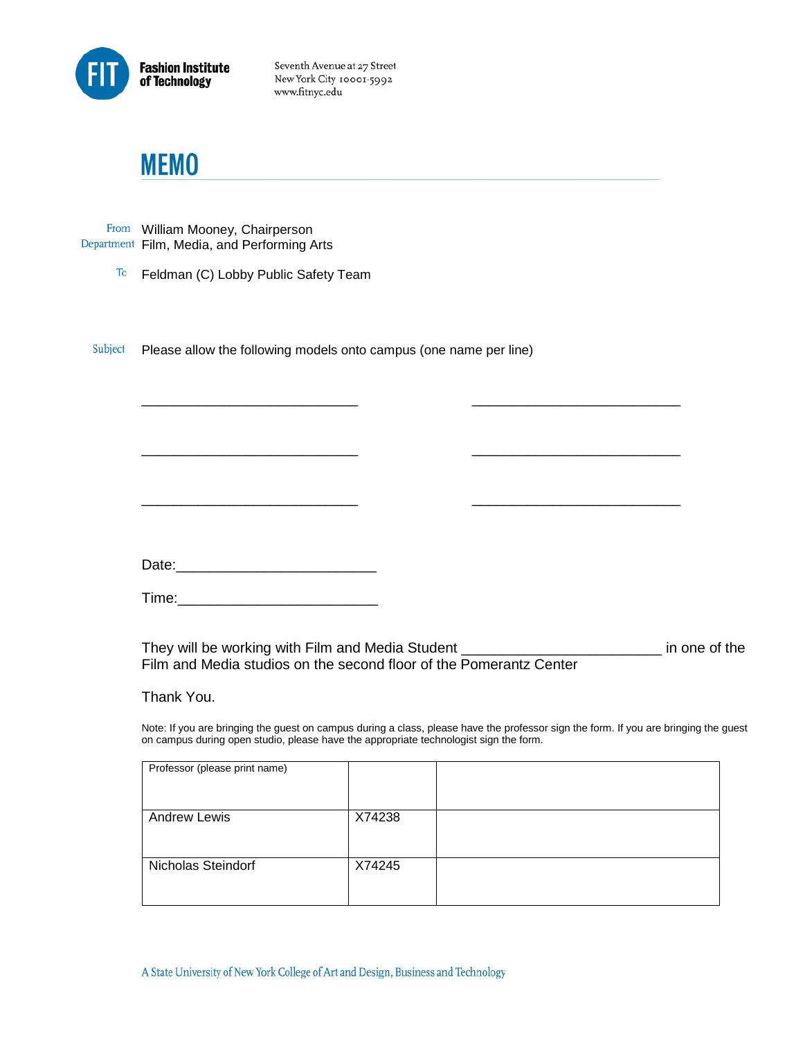Fashion Institute of Technology

Seventh Avenue at 27 Street
New York City 10001-5992
www.fitnyc.edu

# MEMO

From William Mooney, Chairperson
Department Film, Media, and Performing Arts

To Feldman (C) Lobby Public Safety Team

Subject Please allow the following models onto campus (one name per line)

___________________________ ___________________________

___________________________ ___________________________

___________________________ ___________________________

Date:_________________________

Time:_________________________

They will be working with Film and Media Student _________________________ in one of the Film and Media studios on the second floor of the Pomerantz Center

Thank You.

Note: If you are bringing the guest on campus during a class, please have the professor sign the form. If you are bringing the guest on campus during open studio, please have the appropriate technologist sign the form.

| Professor (please print name) | | |
|---|---|---|
| Andrew Lewis | X74238 | |
| Nicholas Steindorf | X74245 | |

A State University of New York College of Art and Design, Business and Technology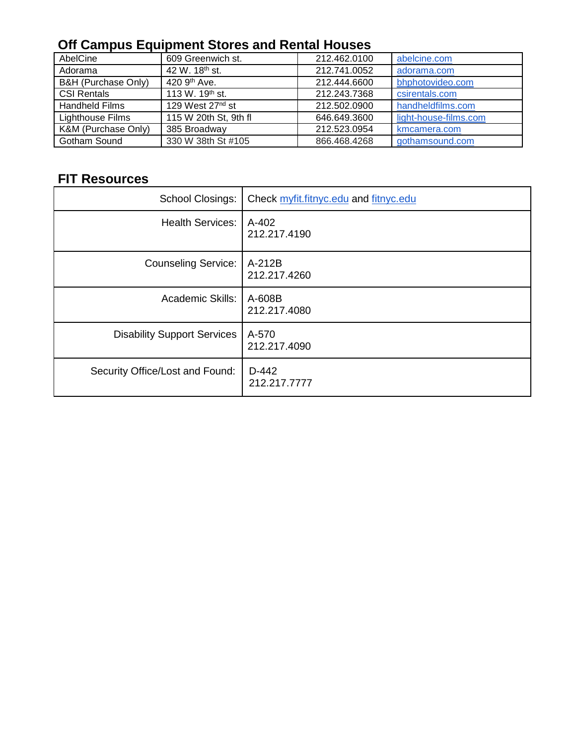## Off Campus Equipment Stores and Rental Houses

| | | | |
|---|---|---|---|
| AbelCine | 609 Greenwich st. | 212.462.0100 | abelcine.com |
| Adorama | 42 W. 18th st. | 212.741.0052 | adorama.com |
| B&H (Purchase Only) | 420 9th Ave. | 212.444.6600 | bhphotovideo.com |
| CSI Rentals | 113 W. 19th st. | 212.243.7368 | csirentals.com |
| Handheld Films | 129 West 27nd st | 212.502.0900 | handheldfilms.com |
| Lighthouse Films | 115 W 20th St, 9th fl | 646.649.3600 | light-house-films.com |
| K&M (Purchase Only) | 385 Broadway | 212.523.0954 | kmcamera.com |
| Gotham Sound | 330 W 38th St #105 | 866.468.4268 | gothamsound.com |

## FIT Resources

| | |
|---|---|
| School Closings: | Check myfit.fitnyc.edu and fitnyc.edu |
| Health Services: | A-402<br>212.217.4190 |
| Counseling Service: | A-212B<br>212.217.4260 |
| Academic Skills: | A-608B<br>212.217.4080 |
| Disability Support Services | A-570<br>212.217.4090 |
| Security Office/Lost and Found: | D-442<br>212.217.7777 |